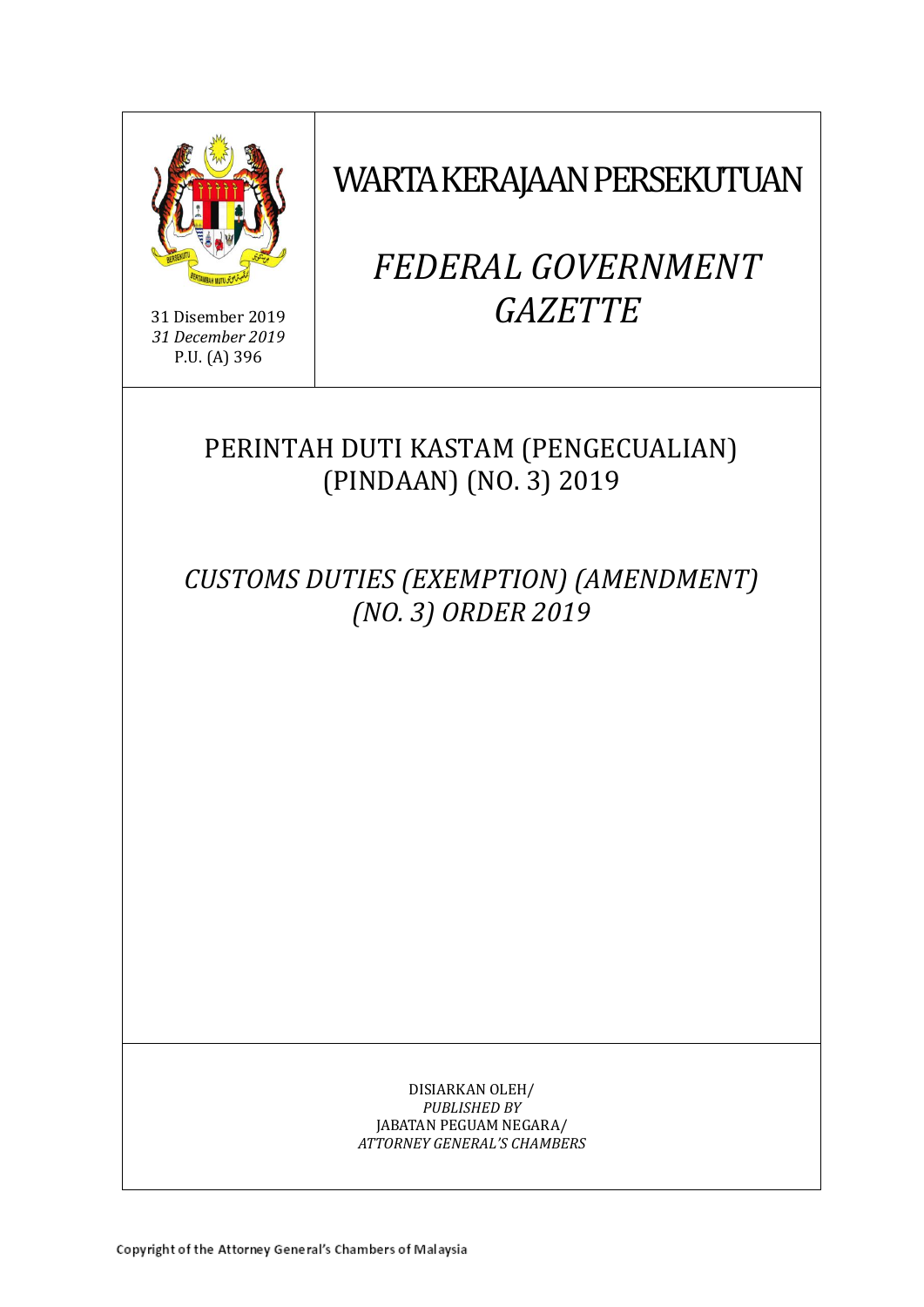31 Disember 2019
*31 December 2019*
P.U. (A) 396

# WARTA KERAJAAN PERSEKUTUAN

# *FEDERAL GOVERNMENT GAZETTE*

## PERINTAH DUTI KASTAM (PENGECUALIAN) (PINDAAN) (NO. 3) 2019

## *CUSTOMS DUTIES (EXEMPTION) (AMENDMENT) (NO. 3) ORDER 2019*

DISIARKAN OLEH/
*PUBLISHED BY*
JABATAN PEGUAM NEGARA/
*ATTORNEY GENERAL'S CHAMBERS*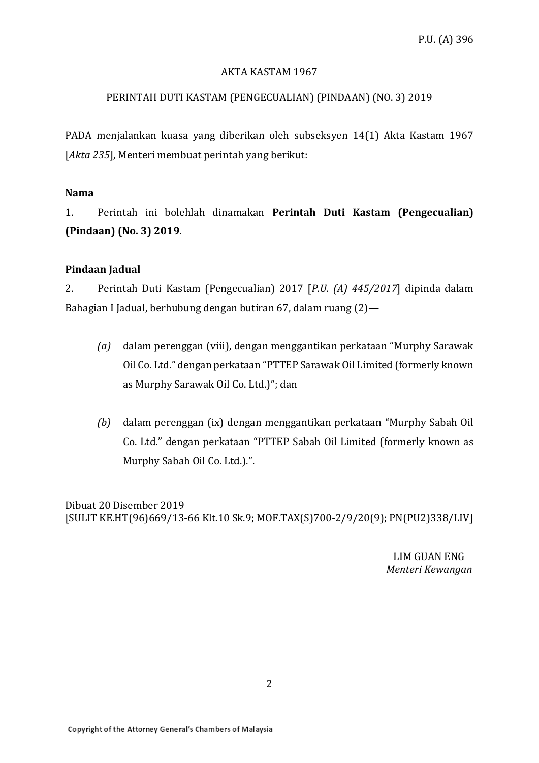P.U. (A) 396

AKTA KASTAM 1967

PERINTAH DUTI KASTAM (PENGECUALIAN) (PINDAAN) (NO. 3) 2019

PADA menjalankan kuasa yang diberikan oleh subseksyen 14(1) Akta Kastam 1967 [*Akta 235*], Menteri membuat perintah yang berikut:

**Nama**

1. Perintah ini bolehlah dinamakan **Perintah Duti Kastam (Pengecualian) (Pindaan) (No. 3) 2019**.

**Pindaan Jadual**

2. Perintah Duti Kastam (Pengecualian) 2017 [*P.U. (A) 445/2017*] dipinda dalam Bahagian I Jadual, berhubung dengan butiran 67, dalam ruang (2)—

*(a)* dalam perenggan (viii), dengan menggantikan perkataan "Murphy Sarawak Oil Co. Ltd." dengan perkataan "PTTEP Sarawak Oil Limited (formerly known as Murphy Sarawak Oil Co. Ltd.)"; dan

*(b)* dalam perenggan (ix) dengan menggantikan perkataan "Murphy Sabah Oil Co. Ltd." dengan perkataan "PTTEP Sabah Oil Limited (formerly known as Murphy Sabah Oil Co. Ltd.).".

Dibuat 20 Disember 2019
[SULIT KE.HT(96)669/13-66 Klt.10 Sk.9; MOF.TAX(S)700-2/9/20(9); PN(PU2)338/LIV]

LIM GUAN ENG
*Menteri Kewangan*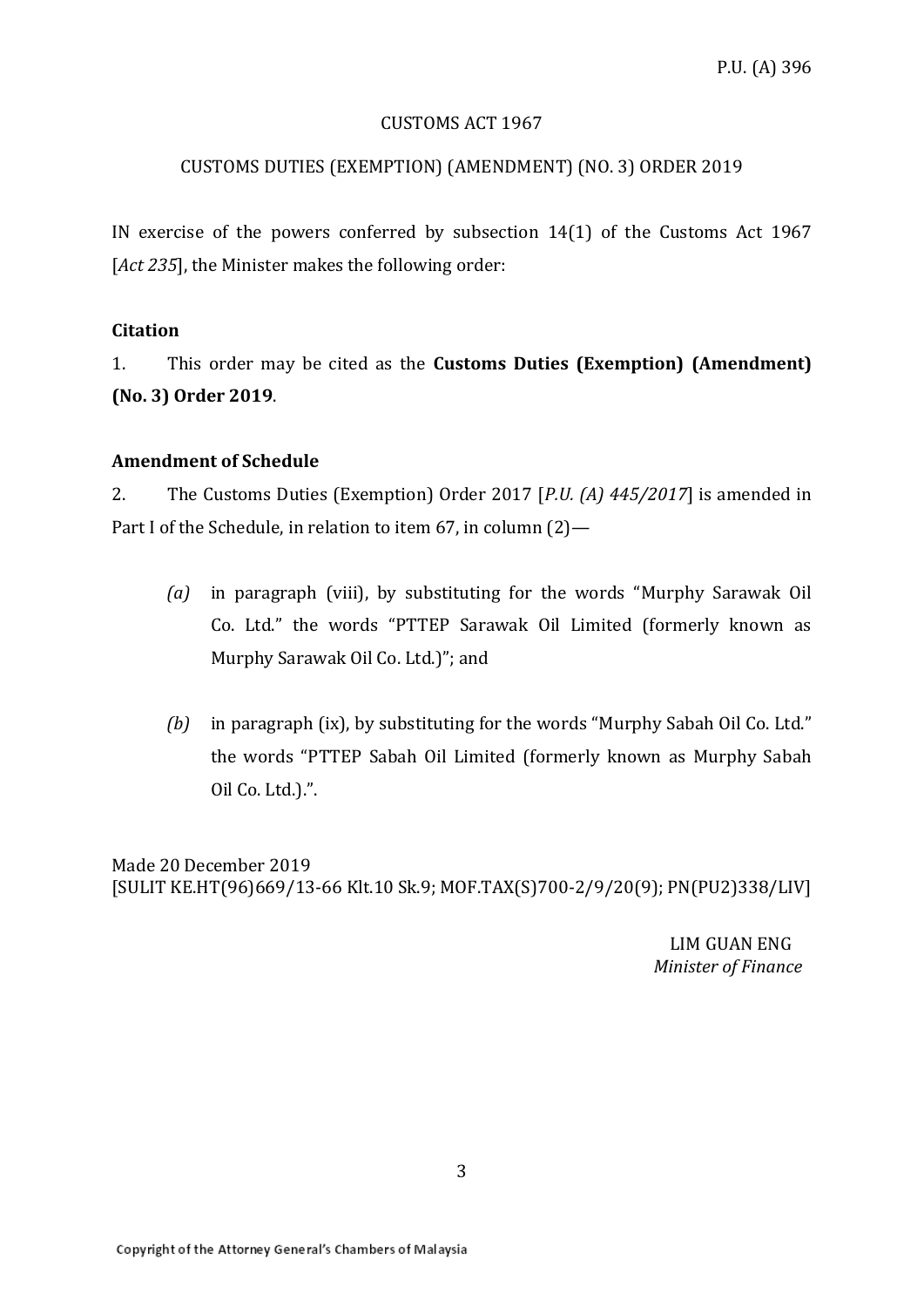P.U. (A) 396

CUSTOMS ACT 1967

CUSTOMS DUTIES (EXEMPTION) (AMENDMENT) (NO. 3) ORDER 2019

IN exercise of the powers conferred by subsection 14(1) of the Customs Act 1967 [*Act 235*], the Minister makes the following order:

**Citation**

1. This order may be cited as the **Customs Duties (Exemption) (Amendment) (No. 3) Order 2019**.

**Amendment of Schedule**

2. The Customs Duties (Exemption) Order 2017 [*P.U. (A) 445/2017*] is amended in Part I of the Schedule, in relation to item 67, in column (2)—

*(a)* in paragraph (viii), by substituting for the words "Murphy Sarawak Oil Co. Ltd." the words "PTTEP Sarawak Oil Limited (formerly known as Murphy Sarawak Oil Co. Ltd.)"; and

*(b)* in paragraph (ix), by substituting for the words "Murphy Sabah Oil Co. Ltd." the words "PTTEP Sabah Oil Limited (formerly known as Murphy Sabah Oil Co. Ltd.).".

Made 20 December 2019
[SULIT KE.HT(96)669/13-66 Klt.10 Sk.9; MOF.TAX(S)700-2/9/20(9); PN(PU2)338/LIV]

LIM GUAN ENG
*Minister of Finance*

Copyright of the Attorney General's Chambers of Malaysia